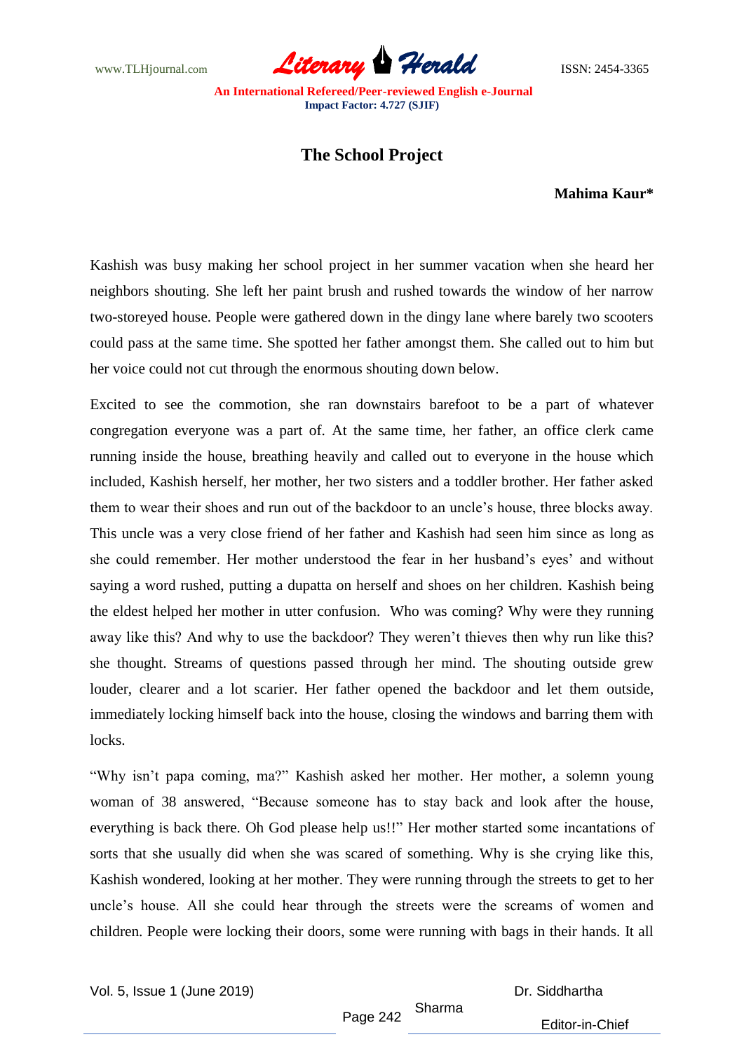# The School Project

**Mahima Kaur***

Kashish was busy making her school project in her summer vacation when she heard her neighbors shouting. She left her paint brush and rushed towards the window of her narrow two-storeyed house. People were gathered down in the dingy lane where barely two scooters could pass at the same time. She spotted her father amongst them. She called out to him but her voice could not cut through the enormous shouting down below.

Excited to see the commotion, she ran downstairs barefoot to be a part of whatever congregation everyone was a part of. At the same time, her father, an office clerk came running inside the house, breathing heavily and called out to everyone in the house which included, Kashish herself, her mother, her two sisters and a toddler brother. Her father asked them to wear their shoes and run out of the backdoor to an uncle's house, three blocks away. This uncle was a very close friend of her father and Kashish had seen him since as long as she could remember. Her mother understood the fear in her husband's eyes' and without saying a word rushed, putting a dupatta on herself and shoes on her children. Kashish being the eldest helped her mother in utter confusion. Who was coming? Why were they running away like this? And why to use the backdoor? They weren't thieves then why run like this? she thought. Streams of questions passed through her mind. The shouting outside grew louder, clearer and a lot scarier. Her father opened the backdoor and let them outside, immediately locking himself back into the house, closing the windows and barring them with locks.

"Why isn't papa coming, ma?" Kashish asked her mother. Her mother, a solemn young woman of 38 answered, "Because someone has to stay back and look after the house, everything is back there. Oh God please help us!!" Her mother started some incantations of sorts that she usually did when she was scared of something. Why is she crying like this, Kashish wondered, looking at her mother. They were running through the streets to get to her uncle's house. All she could hear through the streets were the screams of women and children. People were locking their doors, some were running with bags in their hands. It all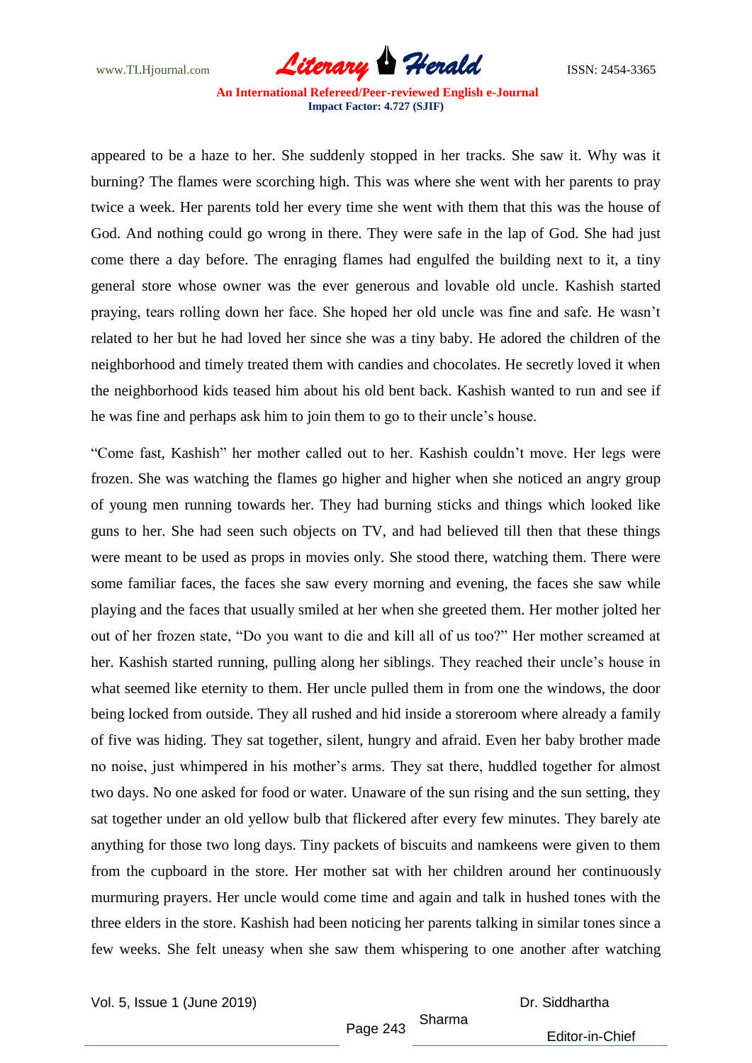appeared to be a haze to her. She suddenly stopped in her tracks. She saw it. Why was it burning? The flames were scorching high. This was where she went with her parents to pray twice a week. Her parents told her every time she went with them that this was the house of God. And nothing could go wrong in there. They were safe in the lap of God. She had just come there a day before. The enraging flames had engulfed the building next to it, a tiny general store whose owner was the ever generous and lovable old uncle. Kashish started praying, tears rolling down her face. She hoped her old uncle was fine and safe. He wasn't related to her but he had loved her since she was a tiny baby. He adored the children of the neighborhood and timely treated them with candies and chocolates. He secretly loved it when the neighborhood kids teased him about his old bent back. Kashish wanted to run and see if he was fine and perhaps ask him to join them to go to their uncle's house.

"Come fast, Kashish" her mother called out to her. Kashish couldn't move. Her legs were frozen. She was watching the flames go higher and higher when she noticed an angry group of young men running towards her. They had burning sticks and things which looked like guns to her. She had seen such objects on TV, and had believed till then that these things were meant to be used as props in movies only. She stood there, watching them. There were some familiar faces, the faces she saw every morning and evening, the faces she saw while playing and the faces that usually smiled at her when she greeted them. Her mother jolted her out of her frozen state, "Do you want to die and kill all of us too?" Her mother screamed at her. Kashish started running, pulling along her siblings. They reached their uncle's house in what seemed like eternity to them. Her uncle pulled them in from one the windows, the door being locked from outside. They all rushed and hid inside a storeroom where already a family of five was hiding. They sat together, silent, hungry and afraid. Even her baby brother made no noise, just whimpered in his mother's arms. They sat there, huddled together for almost two days. No one asked for food or water. Unaware of the sun rising and the sun setting, they sat together under an old yellow bulb that flickered after every few minutes. They barely ate anything for those two long days. Tiny packets of biscuits and namkeens were given to them from the cupboard in the store. Her mother sat with her children around her continuously murmuring prayers. Her uncle would come time and again and talk in hushed tones with the three elders in the store. Kashish had been noticing her parents talking in similar tones since a few weeks. She felt uneasy when she saw them whispering to one another after watching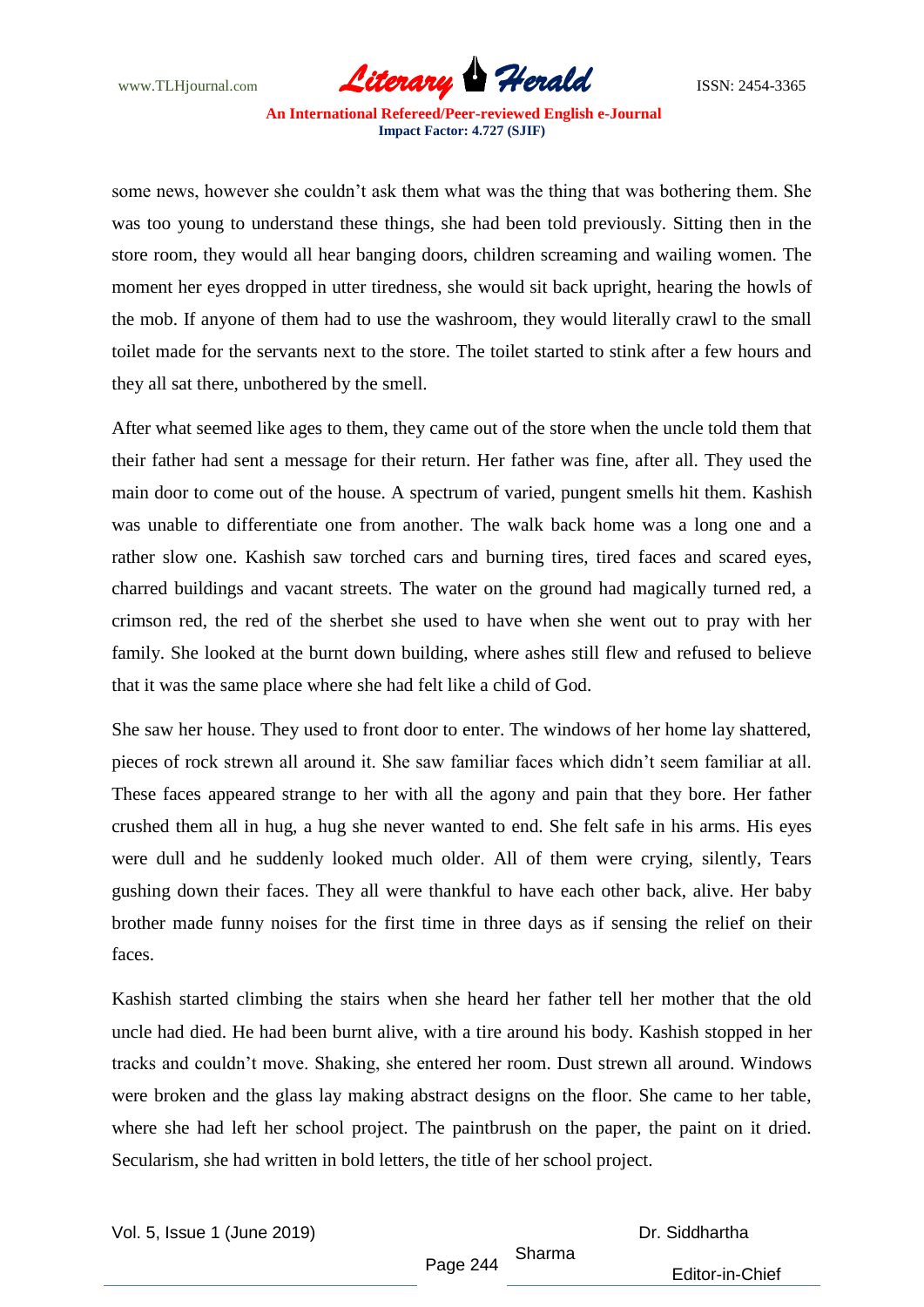some news, however she couldn't ask them what was the thing that was bothering them. She was too young to understand these things, she had been told previously. Sitting then in the store room, they would all hear banging doors, children screaming and wailing women. The moment her eyes dropped in utter tiredness, she would sit back upright, hearing the howls of the mob. If anyone of them had to use the washroom, they would literally crawl to the small toilet made for the servants next to the store. The toilet started to stink after a few hours and they all sat there, unbothered by the smell.

After what seemed like ages to them, they came out of the store when the uncle told them that their father had sent a message for their return. Her father was fine, after all. They used the main door to come out of the house. A spectrum of varied, pungent smells hit them. Kashish was unable to differentiate one from another. The walk back home was a long one and a rather slow one. Kashish saw torched cars and burning tires, tired faces and scared eyes, charred buildings and vacant streets. The water on the ground had magically turned red, a crimson red, the red of the sherbet she used to have when she went out to pray with her family. She looked at the burnt down building, where ashes still flew and refused to believe that it was the same place where she had felt like a child of God.

She saw her house. They used to front door to enter. The windows of her home lay shattered, pieces of rock strewn all around it. She saw familiar faces which didn't seem familiar at all. These faces appeared strange to her with all the agony and pain that they bore. Her father crushed them all in hug, a hug she never wanted to end. She felt safe in his arms. His eyes were dull and he suddenly looked much older. All of them were crying, silently, Tears gushing down their faces. They all were thankful to have each other back, alive. Her baby brother made funny noises for the first time in three days as if sensing the relief on their faces.

Kashish started climbing the stairs when she heard her father tell her mother that the old uncle had died. He had been burnt alive, with a tire around his body. Kashish stopped in her tracks and couldn't move. Shaking, she entered her room. Dust strewn all around. Windows were broken and the glass lay making abstract designs on the floor. She came to her table, where she had left her school project. The paintbrush on the paper, the paint on it dried. Secularism, she had written in bold letters, the title of her school project.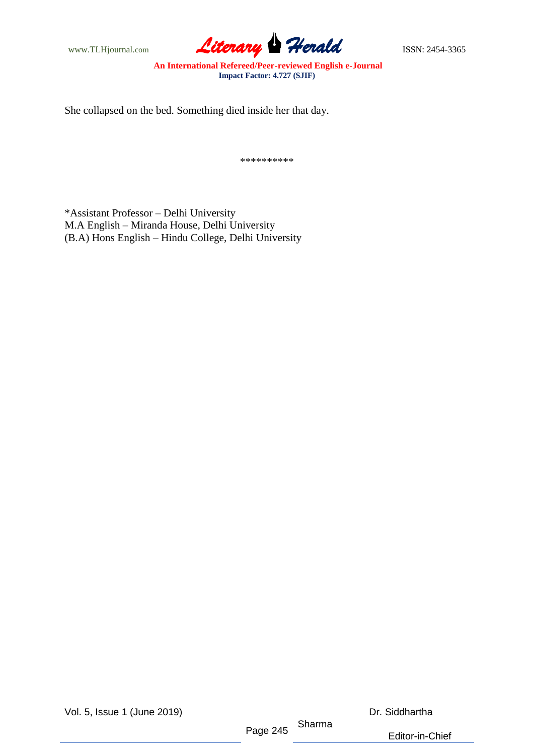She collapsed on the bed. Something died inside her that day.

**********

*Assistant Professor – Delhi University
M.A English – Miranda House, Delhi University
(B.A) Hons English – Hindu College, Delhi University